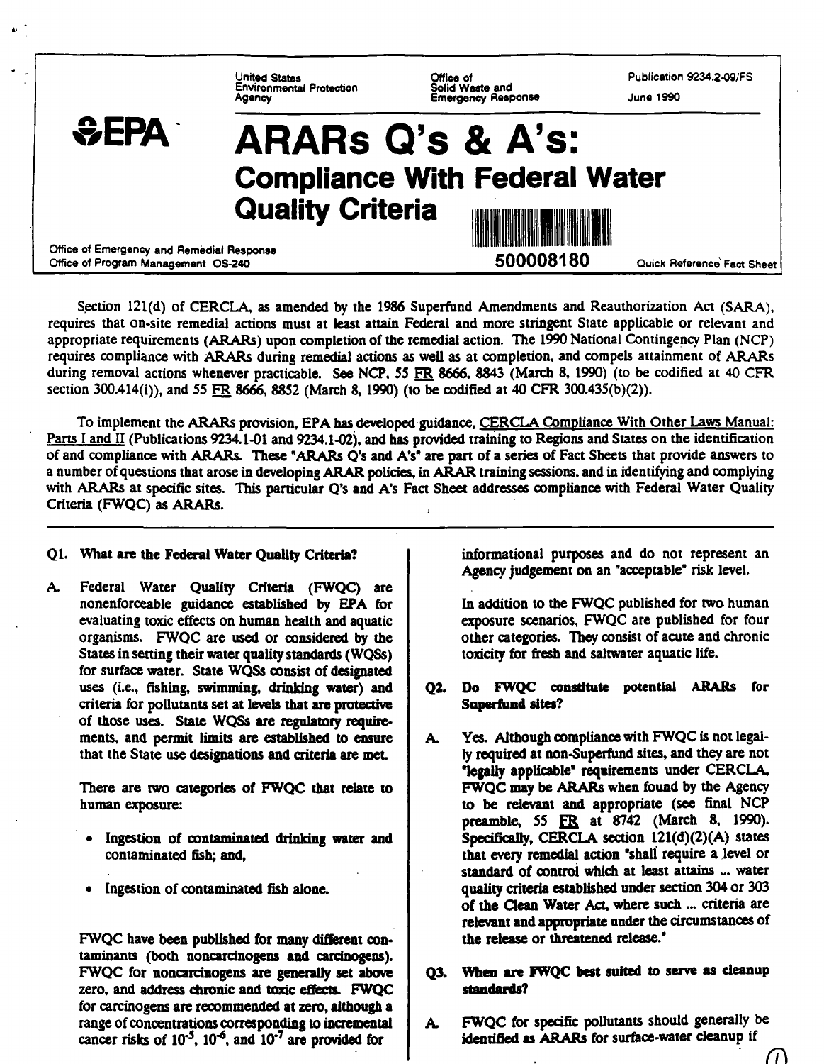United States Environmental Protection Agency

Office of Solid Waste and Emergency Response

Publication 9234.2-09/FS

June 1990

EPA

# ARARs Q's & A's: Compliance With Federal Water Quality Criteria

Office of Emergency and Remedial Response
Office of Program Management OS-240

500008180

Quick Reference Fact Sheet

Section 121(d) of CERCLA, as amended by the 1986 Superfund Amendments and Reauthorization Act (SARA), requires that on-site remedial actions must at least attain Federal and more stringent State applicable or relevant and appropriate requirements (ARARs) upon completion of the remedial action. The 1990 National Contingency Plan (NCP) requires compliance with ARARs during remedial actions as well as at completion, and compels attainment of ARARs during removal actions whenever practicable. See NCP, 55 FR 8666, 8843 (March 8, 1990) (to be codified at 40 CFR section 300.414(i)), and 55 FR 8666, 8852 (March 8, 1990) (to be codified at 40 CFR 300.435(b)(2)).

To implement the ARARs provision, EPA has developed guidance, CERCLA Compliance With Other Laws Manual: Parts I and II (Publications 9234.1-01 and 9234.1-02), and has provided training to Regions and States on the identification of and compliance with ARARs. These "ARARs Q's and A's" are part of a series of Fact Sheets that provide answers to a number of questions that arose in developing ARAR policies, in ARAR training sessions, and in identifying and complying with ARARs at specific sites. This particular Q's and A's Fact Sheet addresses compliance with Federal Water Quality Criteria (FWQC) as ARARs.

---

**Q1. What are the Federal Water Quality Criteria?**

A. Federal Water Quality Criteria (FWQC) are nonenforceable guidance established by EPA for evaluating toxic effects on human health and aquatic organisms. FWQC are used or considered by the States in setting their water quality standards (WQSs) for surface water. State WQSs consist of designated uses (i.e., fishing, swimming, drinking water) and criteria for pollutants set at levels that are protective of those uses. State WQSs are regulatory requirements, and permit limits are established to ensure that the State use designations and criteria are met.

There are two categories of FWQC that relate to human exposure:

- Ingestion of contaminated drinking water and contaminated fish; and,
- Ingestion of contaminated fish alone.

FWQC have been published for many different contaminants (both noncarcinogens and carcinogens). FWQC for noncarcinogens are generally set above zero, and address chronic and toxic effects. FWQC for carcinogens are recommended at zero, although a range of concentrations corresponding to incremental cancer risks of $10^{-5}$, $10^{-6}$, and $10^{-7}$ are provided for informational purposes and do not represent an Agency judgement on an "acceptable" risk level.

In addition to the FWQC published for two human exposure scenarios, FWQC are published for four other categories. They consist of acute and chronic toxicity for fresh and saltwater aquatic life.

**Q2. Do FWQC constitute potential ARARs for Superfund sites?**

A. Yes. Although compliance with FWQC is not legally required at non-Superfund sites, and they are not "legally applicable" requirements under CERCLA, FWQC may be ARARs when found by the Agency to be relevant and appropriate (see final NCP preamble, 55 FR at 8742 (March 8, 1990). Specifically, CERCLA section 121(d)(2)(A) states that every remedial action "shall require a level or standard of control which at least attains ... water quality criteria established under section 304 or 303 of the Clean Water Act, where such ... criteria are relevant and appropriate under the circumstances of the release or threatened release."

**Q3. When are FWQC best suited to serve as cleanup standards?**

A. FWQC for specific pollutants should generally be identified as ARARs for surface-water cleanup if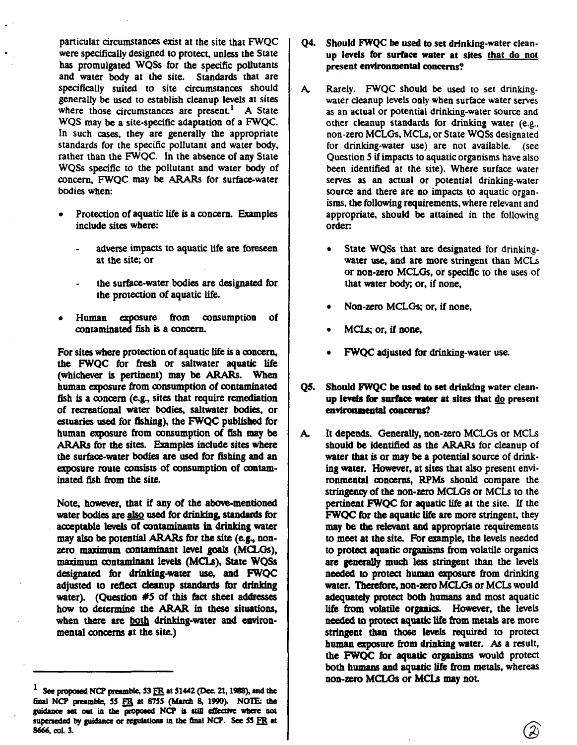particular circumstances exist at the site that FWQC were specifically designed to protect, unless the State has promulgated WQSs for the specific pollutants and water body at the site. Standards that are specifically suited to site circumstances should generally be used to establish cleanup levels at sites where those circumstances are present.[1] A State WQS may be a site-specific adaptation of a FWQC. In such cases, they are generally the appropriate standards for the specific pollutant and water body, rather than the FWQC. In the absence of any State WQSs specific to the pollutant and water body of concern, FWQC may be ARARs for surface-water bodies when:

- Protection of aquatic life is a concern. Examples include sites where:
  - adverse impacts to aquatic life are foreseen at the site; or
  - the surface-water bodies are designated for the protection of aquatic life.
- Human exposure from consumption of contaminated fish is a concern.

For sites where protection of aquatic life is a concern, the FWQC for fresh or saltwater aquatic life (whichever is pertinent) may be ARARs. When human exposure from consumption of contaminated fish is a concern (e.g., sites that require remediation of recreational water bodies, saltwater bodies, or estuaries used for fishing), the FWQC published for human exposure from consumption of fish may be ARARs for the sites. Examples include sites where the surface-water bodies are used for fishing and an exposure route consists of consumption of contaminated fish from the site.

Note, however, that if any of the above-mentioned water bodies are <u>also</u> used for drinking, standards for acceptable levels of contaminants in drinking water may also be potential ARARs for the site (e.g., non-zero maximum contaminant level goals (MCLGs), maximum contaminant levels (MCLs), State WQSs designated for drinking-water use, and FWQC adjusted to reflect cleanup standards for drinking water). (Question #5 of this fact sheet addresses how to determine the ARAR in these situations, when there are <u>both</u> drinking-water and environmental concerns at the site.)

**Q4. Should FWQC be used to set drinking-water cleanup levels for surface water at sites <u>that do not</u> present environmental concerns?**

A. Rarely. FWQC should be used to set drinking-water cleanup levels only when surface water serves as an actual or potential drinking-water source and other cleanup standards for drinking water (e.g., non-zero MCLGs, MCLs, or State WQSs designated for drinking-water use) are not available. (see Question 5 if impacts to aquatic organisms have also been identified at the site). Where surface water serves as an actual or potential drinking-water source and there are no impacts to aquatic organisms, the following requirements, where relevant and appropriate, should be attained in the following order:

- State WQSs that are designated for drinking-water use, and are more stringent than MCLs or non-zero MCLGs, or specific to the uses of that water body; or, if none,
- Non-zero MCLGs; or, if none,
- MCLs; or, if none,
- FWQC adjusted for drinking-water use.

**Q5. Should FWQC be used to set drinking water cleanup levels for surface water at sites that <u>do</u> present environmental concerns?**

A. It depends. Generally, non-zero MCLGs or MCLs should be identified as the ARARs for cleanup of water that is or may be a potential source of drinking water. However, at sites that also present environmental concerns, RPMs should compare the stringency of the non-zero MCLGs or MCLs to the pertinent FWQC for aquatic life at the site. If the FWQC for the aquatic life are more stringent, they may be the relevant and appropriate requirements to meet at the site. For example, the levels needed to protect aquatic organisms from volatile organics are generally much less stringent than the levels needed to protect human exposure from drinking water. Therefore, non-zero MCLGs or MCLs would adequately protect both humans and most aquatic life from volatile organics. However, the levels needed to protect aquatic life from metals are more stringent than those levels required to protect human exposure from drinking water. As a result, the FWQC for aquatic organisms would protect both humans and aquatic life from metals, whereas non-zero MCLGs or MCLs may not.

---

[1] See proposed NCP preamble, 53 <u>FR</u> at 51442 (Dec. 21, 1988), and the final NCP preamble, 55 <u>FR</u> at 8755 (March 8, 1990). NOTE: the guidance set out in the proposed NCP is still effective where not superseded by guidance or regulations in the final NCP. See 55 <u>FR</u> at 8666, col. 3.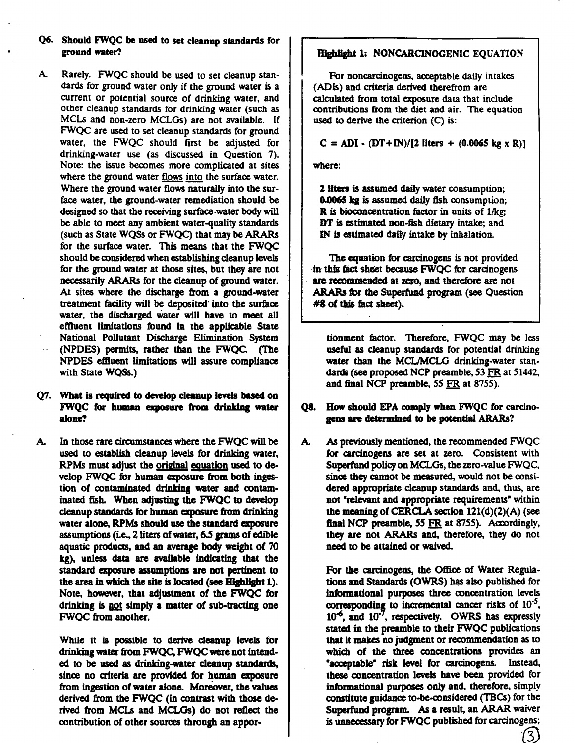**Q6. Should FWQC be used to set cleanup standards for ground water?**

A. Rarely. FWQC should be used to set cleanup standards for ground water only if the ground water is a current or potential source of drinking water, and other cleanup standards for drinking water (such as MCLs and non-zero MCLGs) are not available. If FWQC are used to set cleanup standards for ground water, the FWQC should first be adjusted for drinking-water use (as discussed in Question 7). Note: the issue becomes more complicated at sites where the ground water <u>flows</u> <u>into</u> the surface water. Where the ground water flows naturally into the surface water, the ground-water remediation should be designed so that the receiving surface-water body will be able to meet any ambient water-quality standards (such as State WQSs or FWQC) that may be ARARs for the surface water. This means that the FWQC should be considered when establishing cleanup levels for the ground water at those sites, but they are not necessarily ARARs for the cleanup of ground water. At sites where the discharge from a ground-water treatment facility will be deposited into the surface water, the discharged water will have to meet all effluent limitations found in the applicable State National Pollutant Discharge Elimination System (NPDES) permits, rather than the FWQC. (The NPDES effluent limitations will assure compliance with State WQSs.)

**Q7. What is required to develop cleanup levels based on FWQC for human exposure from drinking water alone?**

A. In those rare circumstances where the FWQC will be used to establish cleanup levels for drinking water, RPMs must adjust the <u>original equation</u> used to develop FWQC for human exposure from both ingestion of contaminated drinking water and contaminated fish. When adjusting the FWQC to develop cleanup standards for human exposure from drinking water alone, RPMs should use the standard exposure assumptions (i.e., 2 liters of water, 6.5 grams of edible aquatic products, and an average body weight of 70 kg), unless data are available indicating that the standard exposure assumptions are not pertinent to the area in which the site is located (see Highlight 1). Note, however, that adjustment of the FWQC for drinking is <u>not</u> simply a matter of sub-tracting one FWQC from another.

While it is possible to derive cleanup levels for drinking water from FWQC, FWQC were not intended to be used as drinking-water cleanup standards, since no criteria are provided for human exposure from ingestion of water alone. Moreover, the values derived from the FWQC (in contrast with those derived from MCLs and MCLGs) do not reflect the contribution of other sources through an apportionment factor. Therefore, FWQC may be less useful as cleanup standards for potential drinking water than the MCL/MCLG drinking-water standards (see proposed NCP preamble, 53 <u>FR</u> at 51442, and final NCP preamble, 55 <u>FR</u> at 8755).

> **Highlight 1: NONCARCINOGENIC EQUATION**
>
> For noncarcinogens, acceptable daily intakes (ADIs) and criteria derived therefrom are calculated from total exposure data that include contributions from the diet and air. The equation used to derive the criterion (C) is:
>
> $$C = ADI - (DT+IN)/[2 \text{ liters} + (0.0065 \text{ kg} \times R)]$$
>
> where:
>
> **2 liters** is assumed daily water consumption;
> **0.0065 kg** is assumed daily fish consumption;
> **R** is bioconcentration factor in units of 1/kg;
> **DT** is estimated non-fish dietary intake; and
> **IN** is estimated daily intake by inhalation.
>
> The equation for carcinogens is not provided in this fact sheet because FWQC for carcinogens are recommended at zero, and therefore are not ARARs for the Superfund program (see Question #8 of this fact sheet).

**Q8. How should EPA comply when FWQC for carcinogens are determined to be potential ARARs?**

A. As previously mentioned, the recommended FWQC for carcinogens are set at zero. Consistent with Superfund policy on MCLGs, the zero-value FWQC, since they cannot be measured, would not be considered appropriate cleanup standards and, thus, are not "relevant and appropriate requirements" within the meaning of CERCLA section 121(d)(2)(A) (see final NCP preamble, 55 <u>FR</u> at 8755). Accordingly, they are not ARARs and, therefore, they do not need to be attained or waived.

For the carcinogens, the Office of Water Regulations and Standards (OWRS) has also published for informational purposes three concentration levels corresponding to incremental cancer risks of $10^{-5}$, $10^{-6}$, and $10^{-7}$, respectively. OWRS has expressly stated in the preamble to their FWQC publications that it makes no judgment or recommendation as to which of the three concentrations provides an "acceptable" risk level for carcinogens. Instead, these concentration levels have been provided for informational purposes only and, therefore, simply constitute guidance to-be-considered (TBCs) for the Superfund program. As a result, an ARAR waiver is unnecessary for FWQC published for carcinogens;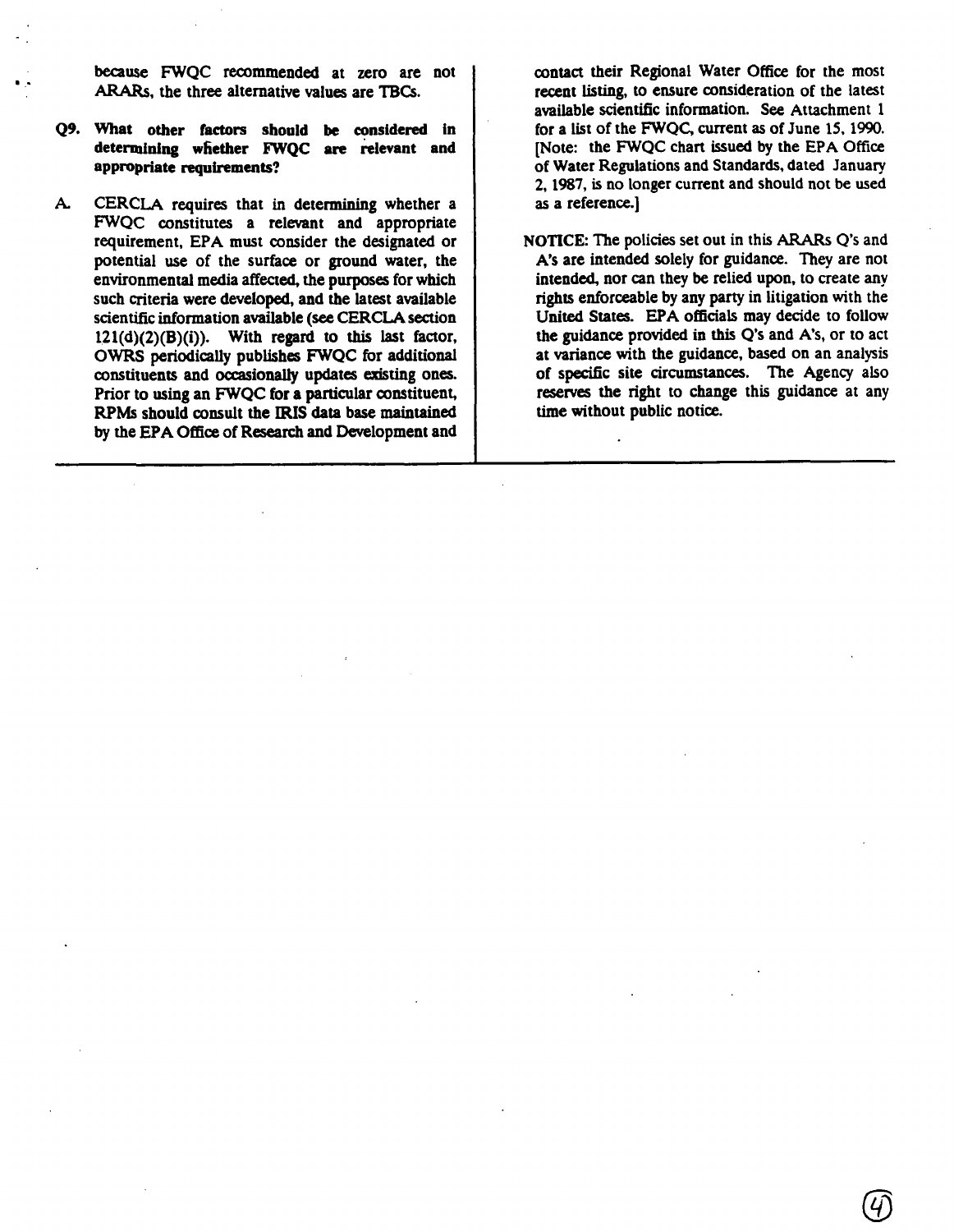because FWQC recommended at zero are not ARARs, the three alternative values are TBCs.

**Q9. What other factors should be considered in determining whether FWQC are relevant and appropriate requirements?**

A. CERCLA requires that in determining whether a FWQC constitutes a relevant and appropriate requirement, EPA must consider the designated or potential use of the surface or ground water, the environmental media affected, the purposes for which such criteria were developed, and the latest available scientific information available (see CERCLA section 121(d)(2)(B)(i)). With regard to this last factor, OWRS periodically publishes FWQC for additional constituents and occasionally updates existing ones. Prior to using an FWQC for a particular constituent, RPMs should consult the IRIS data base maintained by the EPA Office of Research and Development and contact their Regional Water Office for the most recent listing, to ensure consideration of the latest available scientific information. See Attachment 1 for a list of the FWQC, current as of June 15, 1990. [Note: the FWQC chart issued by the EPA Office of Water Regulations and Standards, dated January 2, 1987, is no longer current and should not be used as a reference.]

NOTICE: The policies set out in this ARARs Q's and A's are intended solely for guidance. They are not intended, nor can they be relied upon, to create any rights enforceable by any party in litigation with the United States. EPA officials may decide to follow the guidance provided in this Q's and A's, or to act at variance with the guidance, based on an analysis of specific site circumstances. The Agency also reserves the right to change this guidance at any time without public notice.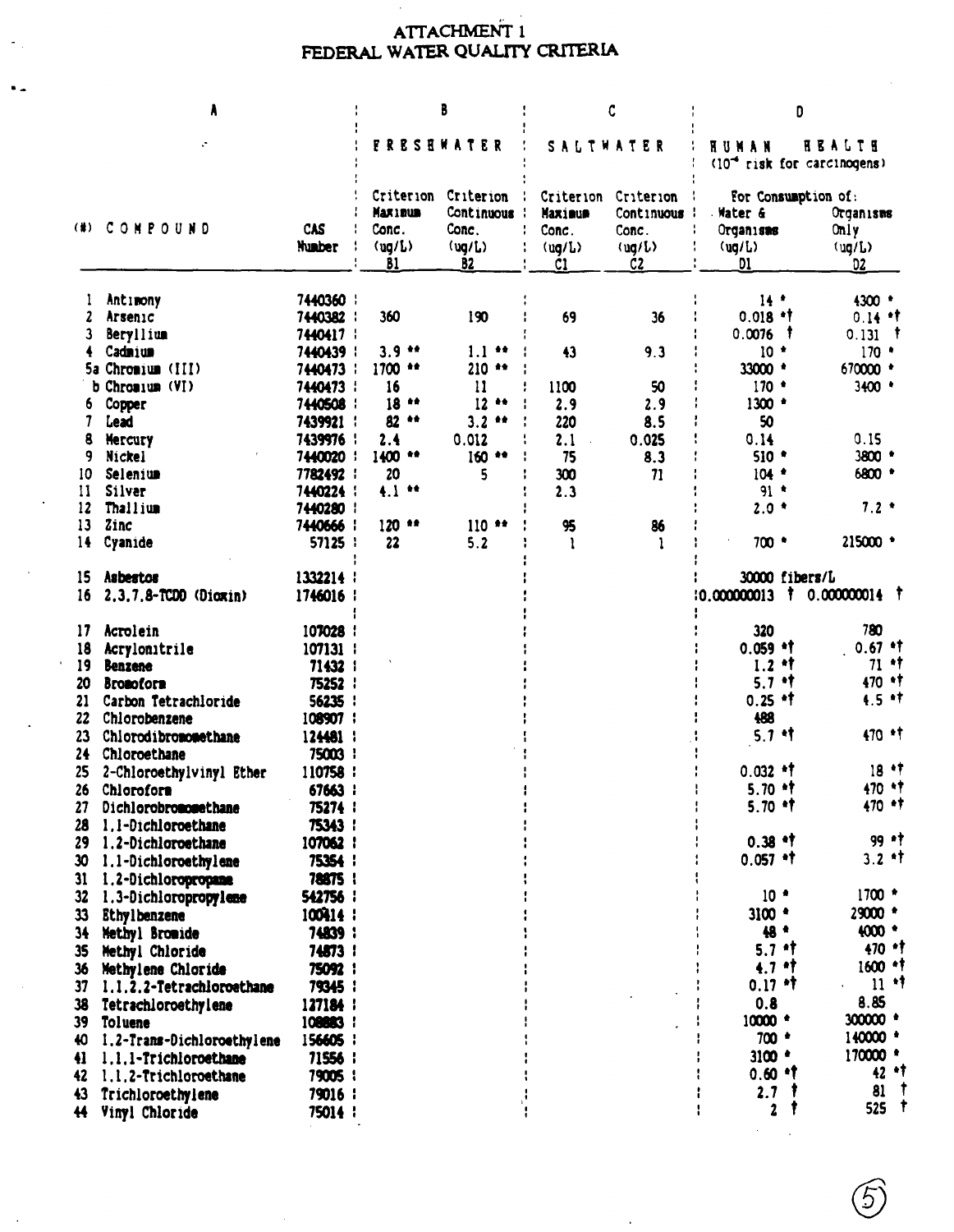# ATTACHMENT 1
## FEDERAL WATER QUALITY CRITERIA

| A | | | B | | C | | D | |
|---|---|---|---|---|---|---|---|---|
| | | | FRESHWATER | | SALTWATER | | HUMAN HEALTH ($10^{-6}$ risk for carcinogens) | |
| (#) | COMPOUND | CAS Number | Criterion Maximum Conc. (ug/L) B1 | Criterion Continuous Conc. (ug/L) B2 | Criterion Maximum Conc. (ug/L) C1 | Criterion Continuous Conc. (ug/L) C2 | For Consumption of: Water & Organisms (ug/L) D1 | Organisms Only (ug/L) D2 |
| 1 | Antimony | 7440360 | | | | | 14 * | 4300 * |
| 2 | Arsenic | 7440382 | 360 | 190 | 69 | 36 | 0.018 *† | 0.14 *† |
| 3 | Beryllium | 7440417 | | | | | 0.0076 † | 0.131 † |
| 4 | Cadmium | 7440439 | 3.9 ** | 1.1 ** | 43 | 9.3 | 10 * | 170 * |
| 5a | Chromium (III) | 7440473 | 1700 ** | 210 ** | | | 33000 * | 670000 * |
| b | Chromium (VI) | 7440473 | 16 | 11 | 1100 | 50 | 170 * | 3400 * |
| 6 | Copper | 7440508 | 18 ** | 12 ** | 2.9 | 2.9 | 1300 * | |
| 7 | Lead | 7439921 | 82 ** | 3.2 ** | 220 | 8.5 | 50 | |
| 8 | Mercury | 7439976 | 2.4 | 0.012 | 2.1 | 0.025 | 0.14 | 0.15 |
| 9 | Nickel | 7440020 | 1400 ** | 160 ** | 75 | 8.3 | 510 * | 3800 * |
| 10 | Selenium | 7782492 | 20 | 5 | 300 | 71 | 104 * | 6800 * |
| 11 | Silver | 7440224 | 4.1 ** | | 2.3 | | 91 * | |
| 12 | Thallium | 7440280 | | | | | 2.0 * | 7.2 * |
| 13 | Zinc | 7440666 | 120 ** | 110 ** | 95 | 86 | | |
| 14 | Cyanide | 57125 | 22 | 5.2 | 1 | 1 | 700 * | 215000 * |
| 15 | Asbestos | 1332214 | | | | | 30000 fibers/L | |
| 16 | 2,3,7,8-TCDD (Dioxin) | 1746016 | | | | | 0.000000013 † | 0.000000014 † |
| 17 | Acrolein | 107028 | | | | | 320 | 780 |
| 18 | Acrylonitrile | 107131 | | | | | 0.059 *† | 0.67 *† |
| 19 | Benzene | 71432 | | | | | 1.2 *† | 71 *† |
| 20 | Bromoform | 75252 | | | | | 5.7 *† | 470 *† |
| 21 | Carbon Tetrachloride | 56235 | | | | | 0.25 *† | 4.5 *† |
| 22 | Chlorobenzene | 108907 | | | | | 488 | |
| 23 | Chlorodibromomethane | 124481 | | | | | 5.7 *† | 470 *† |
| 24 | Chloroethane | 75003 | | | | | | |
| 25 | 2-Chloroethylvinyl Ether | 110758 | | | | | 0.032 *† | 18 *† |
| 26 | Chloroform | 67663 | | | | | 5.70 *† | 470 *† |
| 27 | Dichlorobromomethane | 75274 | | | | | 5.70 *† | 470 *† |
| 28 | 1,1-Dichloroethane | 75343 | | | | | | |
| 29 | 1,2-Dichloroethane | 107062 | | | | | 0.38 *† | 99 *† |
| 30 | 1,1-Dichloroethylene | 75354 | | | | | 0.057 *† | 3.2 *† |
| 31 | 1,2-Dichloropropane | 78875 | | | | | | |
| 32 | 1,3-Dichloropropylene | 542756 | | | | | 10 * | 1700 * |
| 33 | Ethylbenzene | 100414 | | | | | 3100 * | 29000 * |
| 34 | Methyl Bromide | 74839 | | | | | 48 * | 4000 * |
| 35 | Methyl Chloride | 74873 | | | | | 5.7 *† | 470 *† |
| 36 | Methylene Chloride | 75092 | | | | | 4.7 *† | 1600 *† |
| 37 | 1,1,2,2-Tetrachloroethane | 79345 | | | | | 0.17 *† | 11 *† |
| 38 | Tetrachloroethylene | 127184 | | | | | 0.8 | 8.85 |
| 39 | Toluene | 108883 | | | | | 10000 * | 300000 * |
| 40 | 1,2-Trans-Dichloroethylene | 156605 | | | | | 700 * | 140000 * |
| 41 | 1,1,1-Trichloroethane | 71556 | | | | | 3100 * | 170000 * |
| 42 | 1,1,2-Trichloroethane | 79005 | | | | | 0.60 *† | 42 *† |
| 43 | Trichloroethylene | 79016 | | | | | 2.7 † | 81 † |
| 44 | Vinyl Chloride | 75014 | | | | | 2 † | 525 † |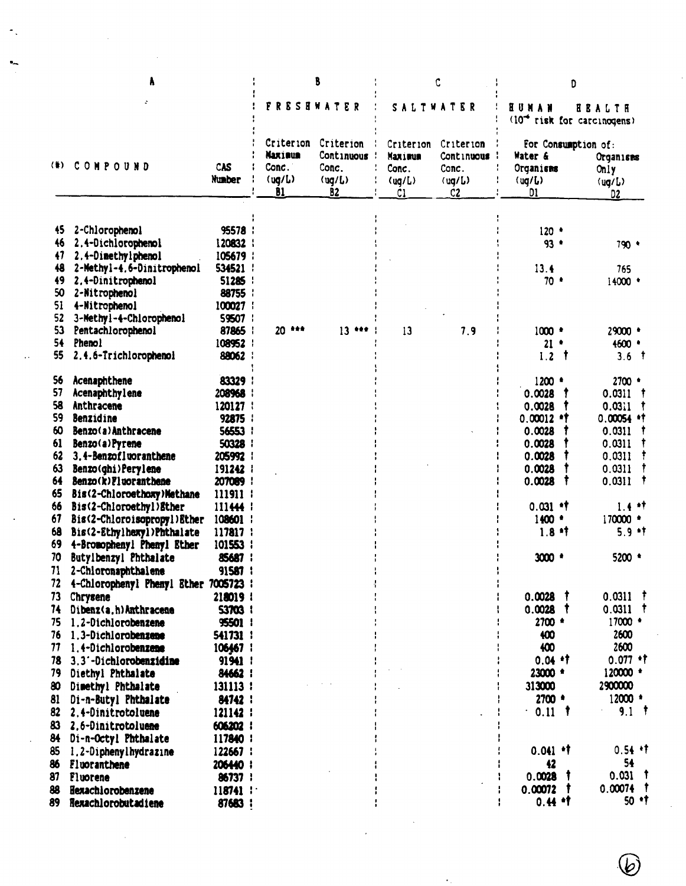| | | | A | | B | | C | | D | |
|---|---|---|---|---|---|---|---|---|---|---|
| | | | | | FRESHWATER | | SALTWATER | | HUMAN HEALTH ($10^{-6}$ risk for carcinogens) | |
| | | | | | | | | | For Consumption of: | |
| (#) | COMPOUND | CAS Number | | | Criterion Maximum Conc. (ug/L) B1 | Criterion Continuous Conc. (ug/L) B2 | Criterion Maximum Conc. (ug/L) C1 | Criterion Continuous Conc. (ug/L) C2 | Water & Organisms (ug/L) D1 | Organisms Only (ug/L) D2 |
| 45 | 2-Chlorophenol | 95578 | | | | | | | 120 * | |
| 46 | 2,4-Dichlorophenol | 120832 | | | | | | | 93 * | 790 * |
| 47 | 2,4-Dimethylphenol | 105679 | | | | | | | | |
| 48 | 2-Methyl-4,6-Dinitrophenol | 534521 | | | | | | | 13.4 | 765 |
| 49 | 2,4-Dinitrophenol | 51285 | | | | | | | 70 * | 14000 * |
| 50 | 2-Nitrophenol | 88755 | | | | | | | | |
| 51 | 4-Nitrophenol | 100027 | | | | | | | | |
| 52 | 3-Methyl-4-Chlorophenol | 59507 | | | | | | | | |
| 53 | Pentachlorophenol | 87865 | | | 20 *** | 13 *** | 13 | 7.9 | 1000 * | 29000 * |
| 54 | Phenol | 108952 | | | | | | | 21 * | 4600 * |
| 55 | 2,4,6-Trichlorophenol | 88062 | | | | | | | 1.2 † | 3.6 † |
| 56 | Acenaphthene | 83329 | | | | | | | 1200 * | 2700 * |
| 57 | Acenaphthylene | 208968 | | | | | | | 0.0028 † | 0.0311 † |
| 58 | Anthracene | 120127 | | | | | | | 0.0028 † | 0.0311 † |
| 59 | Benzidine | 92875 | | | | | | | 0.00012 *† | 0.00054 *† |
| 60 | Benzo(a)Anthracene | 56553 | | | | | | | 0.0028 † | 0.0311 † |
| 61 | Benzo(a)Pyrene | 50328 | | | | | | | 0.0028 † | 0.0311 † |
| 62 | 3,4-Benzofluoranthene | 205992 | | | | | | | 0.0028 † | 0.0311 † |
| 63 | Benzo(ghi)Perylene | 191242 | | | | | | | 0.0028 † | 0.0311 † |
| 64 | Benzo(k)Fluoranthene | 207089 | | | | | | | 0.0028 † | 0.0311 † |
| 65 | Bis(2-Chloroethoxy)Methane | 111911 | | | | | | | | |
| 66 | Bis(2-Chloroethyl)Ether | 111444 | | | | | | | 0.031 *† | 1.4 *† |
| 67 | Bis(2-Chloroisopropyl)Ether | 108601 | | | | | | | 1400 * | 170000 * |
| 68 | Bis(2-Ethylhexyl)Phthalate | 117817 | | | | | | | 1.8 *† | 5.9 *† |
| 69 | 4-Bromophenyl Phenyl Ether | 101553 | | | | | | | | |
| 70 | Butylbenzyl Phthalate | 85687 | | | | | | | 3000 * | 5200 * |
| 71 | 2-Chloronaphthalene | 91587 | | | | | | | | |
| 72 | 4-Chlorophenyl Phenyl Ether | 7005723 | | | | | | | | |
| 73 | Chrysene | 218019 | | | | | | | 0.0028 † | 0.0311 † |
| 74 | Dibenz(a,h)Anthracene | 53703 | | | | | | | 0.0028 † | 0.0311 † |
| 75 | 1,2-Dichlorobenzene | 95501 | | | | | | | 2700 * | 17000 * |
| 76 | 1,3-Dichlorobenzene | 541731 | | | | | | | 400 | 2600 |
| 77 | 1,4-Dichlorobenzene | 106467 | | | | | | | 400 | 2600 |
| 78 | 3,3'-Dichlorobenzidine | 91941 | | | | | | | 0.04 *† | 0.077 *† |
| 79 | Diethyl Phthalate | 84662 | | | | | | | 23000 * | 120000 * |
| 80 | Dimethyl Phthalate | 131113 | | | | | | | 313000 | 2900000 |
| 81 | Di-n-Butyl Phthalate | 84742 | | | | | | | 2700 * | 12000 * |
| 82 | 2,4-Dinitrotoluene | 121142 | | | | | | | 0.11 † | 9.1 † |
| 83 | 2,6-Dinitrotoluene | 606202 | | | | | | | | |
| 84 | Di-n-Octyl Phthalate | 117840 | | | | | | | | |
| 85 | 1,2-Diphenylhydrazine | 122667 | | | | | | | 0.041 *† | 0.54 *† |
| 86 | Fluoranthene | 206440 | | | | | | | 42 | 54 |
| 87 | Fluorene | 86737 | | | | | | | 0.0028 † | 0.031 † |
| 88 | Hexachlorobenzene | 118741 | | | | | | | 0.00072 † | 0.00074 † |
| 89 | Hexachlorobutadiene | 87683 | | | | | | | 0.44 *† | 50 *† |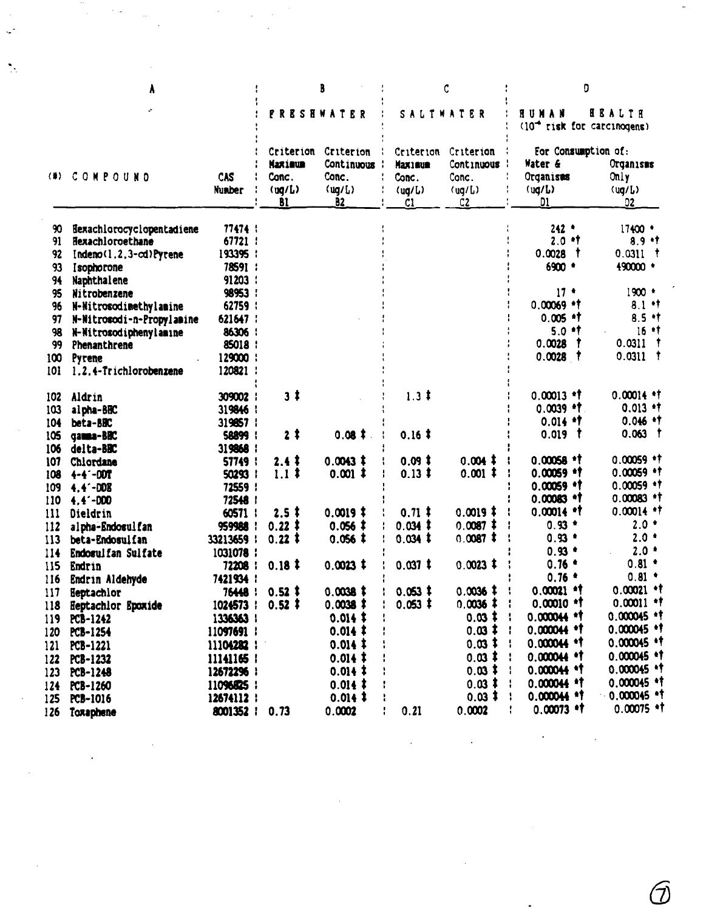| (#) | COMPOUND | CAS Number | B FRESHWATER Criterion Maximum Conc. (ug/L) B1 | Criterion Continuous Conc. (ug/L) B2 | C SALTWATER Criterion Maximum Conc. (ug/L) C1 | Criterion Continuous Conc. (ug/L) C2 | D HUMAN HEALTH ($10^{-6}$ risk for carcinogens) For Consumption of: Water & Organisms (ug/L) D1 | Organisms Only (ug/L) D2 |
|---|---|---|---|---|---|---|---|---|
| 90 | Hexachlorocyclopentadiene | 77474 | | | | | 242 * | 17400 * |
| 91 | Hexachloroethane | 67721 | | | | | 2.0 *† | 8.9 *† |
| 92 | Indeno(1,2,3-cd)Pyrene | 193395 | | | | | 0.0028 † | 0.0311 † |
| 93 | Isophorone | 78591 | | | | | 6900 * | 490000 * |
| 94 | Naphthalene | 91203 | | | | | | |
| 95 | Nitrobenzene | 98953 | | | | | 17 * | 1900 * |
| 96 | N-Nitrosodimethylamine | 62759 | | | | | 0.00069 *† | 8.1 *† |
| 97 | N-Nitrosodi-n-Propylamine | 621647 | | | | | 0.005 *† | 8.5 *† |
| 98 | N-Nitrosodiphenylamine | 86306 | | | | | 5.0 *† | 16 *† |
| 99 | Phenanthrene | 85018 | | | | | 0.0028 † | 0.0311 † |
| 100 | Pyrene | 129000 | | | | | 0.0028 † | 0.0311 † |
| 101 | 1,2,4-Trichlorobenzene | 120821 | | | | | | |
| 102 | Aldrin | 309002 | 3 ‡ | | 1.3 ‡ | | 0.00013 *† | 0.00014 *† |
| 103 | alpha-BHC | 319846 | | | | | 0.0039 *† | 0.013 *† |
| 104 | beta-BHC | 319857 | | | | | 0.014 *† | 0.046 *† |
| 105 | gamma-BHC | 58899 | 2 ‡ | 0.08 ‡ | 0.16 ‡ | | 0.019 † | 0.063 † |
| 106 | delta-BHC | 319868 | | | | | | |
| 107 | Chlordane | 57749 | 2.4 ‡ | 0.0043 ‡ | 0.09 ‡ | 0.004 ‡ | 0.00058 *† | 0.00059 *† |
| 108 | 4-4'-DDT | 50293 | 1.1 ‡ | 0.001 ‡ | 0.13 ‡ | 0.001 ‡ | 0.00059 *† | 0.00059 *† |
| 109 | 4,4'-DDE | 72559 | | | | | 0.00059 *† | 0.00059 *† |
| 110 | 4,4'-DDD | 72548 | | | | | 0.00083 *† | 0.00083 *† |
| 111 | Dieldrin | 60571 | 2.5 ‡ | 0.0019 ‡ | 0.71 ‡ | 0.0019 ‡ | 0.00014 *† | 0.00014 *† |
| 112 | alpha-Endosulfan | 959988 | 0.22 ‡ | 0.056 ‡ | 0.034 ‡ | 0.0087 ‡ | 0.93 * | 2.0 * |
| 113 | beta-Endosulfan | 33213659 | 0.22 ‡ | 0.056 ‡ | 0.034 ‡ | 0.0087 ‡ | 0.93 * | 2.0 * |
| 114 | Endosulfan Sulfate | 1031078 | | | | | 0.93 * | 2.0 * |
| 115 | Endrin | 72208 | 0.18 ‡ | 0.0023 ‡ | 0.037 ‡ | 0.0023 ‡ | 0.76 * | 0.81 * |
| 116 | Endrin Aldehyde | 7421934 | | | | | 0.76 * | 0.81 * |
| 117 | Heptachlor | 76448 | 0.52 ‡ | 0.0038 ‡ | 0.053 ‡ | 0.0036 ‡ | 0.00021 *† | 0.00021 *† |
| 118 | Heptachlor Epoxide | 1024573 | 0.52 ‡ | 0.0038 ‡ | 0.053 ‡ | 0.0036 ‡ | 0.00010 *† | 0.00011 *† |
| 119 | PCB-1242 | 1336363 | | 0.014 ‡ | | 0.03 ‡ | 0.000044 *† | 0.000045 *† |
| 120 | PCB-1254 | 11097691 | | 0.014 ‡ | | 0.03 ‡ | 0.000044 *† | 0.000045 *† |
| 121 | PCB-1221 | 11104282 | | 0.014 ‡ | | 0.03 ‡ | 0.000044 *† | 0.000045 *† |
| 122 | PCB-1232 | 11141165 | | 0.014 ‡ | | 0.03 ‡ | 0.000044 *† | 0.000045 *† |
| 123 | PCB-1248 | 12672296 | | 0.014 ‡ | | 0.03 ‡ | 0.000044 *† | 0.000045 *† |
| 124 | PCB-1260 | 11096825 | | 0.014 ‡ | | 0.03 ‡ | 0.000044 *† | 0.000045 *† |
| 125 | PCB-1016 | 12674112 | | 0.014 ‡ | | 0.03 ‡ | 0.000044 *† | 0.000045 *† |
| 126 | Toxaphene | 8001352 | 0.73 | 0.0002 | 0.21 | 0.0002 | 0.00073 *† | 0.00075 *† |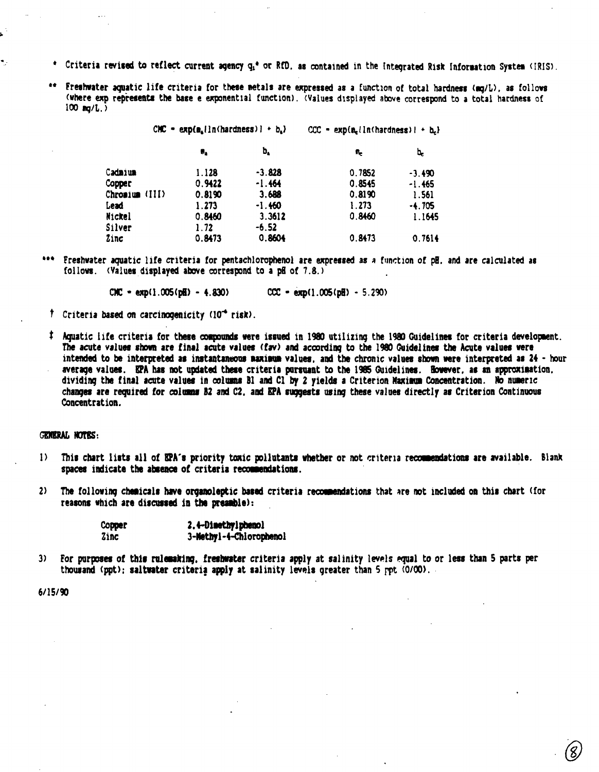* Criteria revised to reflect current agency $q_1^*$ or RfD, as contained in the Integrated Risk Information System (IRIS).

** Freshwater aquatic life criteria for these metals are expressed as a function of total hardness (mg/L), as follows (where exp represents the base e exponential function). (Values displayed above correspond to a total hardness of 100 mg/L.)

$$CMC = \exp(m_A[\ln(\text{hardness})] + b_A) \qquad CCC = \exp(m_C[\ln(\text{hardness})] + b_C)$$

| | $m_A$ | $b_A$ | $m_C$ | $b_C$ |
|---|---|---|---|---|
| Cadmium | 1.128 | -3.828 | 0.7852 | -3.490 |
| Copper | 0.9422 | -1.464 | 0.8545 | -1.465 |
| Chromium (III) | 0.8190 | 3.688 | 0.8190 | 1.561 |
| Lead | 1.273 | -1.460 | 1.273 | -4.705 |
| Nickel | 0.8460 | 3.3612 | 0.8460 | 1.1645 |
| Silver | 1.72 | -6.52 | | |
| Zinc | 0.8473 | 0.8604 | 0.8473 | 0.7614 |

*** Freshwater aquatic life criteria for pentachlorophenol are expressed as a function of pH, and are calculated as follows. (Values displayed above correspond to a pH of 7.8.)

$$CMC = \exp(1.005(\text{pH}) - 4.830) \qquad CCC = \exp(1.005(\text{pH}) - 5.290)$$

† Criteria based on carcinogenicity ($10^{-6}$ risk).

‡ Aquatic life criteria for these compounds were issued in 1980 utilizing the 1980 Guidelines for criteria development. The acute values shown are final acute values (fav) and according to the 1980 Guidelines the Acute values were intended to be interpreted as instantaneous maximum values, and the chronic values shown were interpreted as 24 - hour average values. EPA has not updated these criteria pursuant to the 1985 Guidelines. However, as an approximation, dividing the final acute values in columns B1 and C1 by 2 yields a Criterion Maximum Concentration. No numeric changes are required for columns B2 and C2, and EPA suggests using these values directly as Criterion Continuous Concentration.

GENERAL NOTES:

1) This chart lists all of EPA's priority toxic pollutants whether or not criteria recommendations are available. Blank spaces indicate the absence of criteria recommendations.

2) The following chemicals have organoleptic based criteria recommendations that are not included on this chart (for reasons which are discussed in the preamble):

| | |
|---|---|
| Copper | 2,4-Dimethylphenol |
| Zinc | 3-Methyl-4-Chlorophenol |

3) For purposes of this rulemaking, freshwater criteria apply at salinity levels equal to or less than 5 parts per thousand (ppt); saltwater criteria apply at salinity levels greater than 5 ppt (0/00).

6/15/90